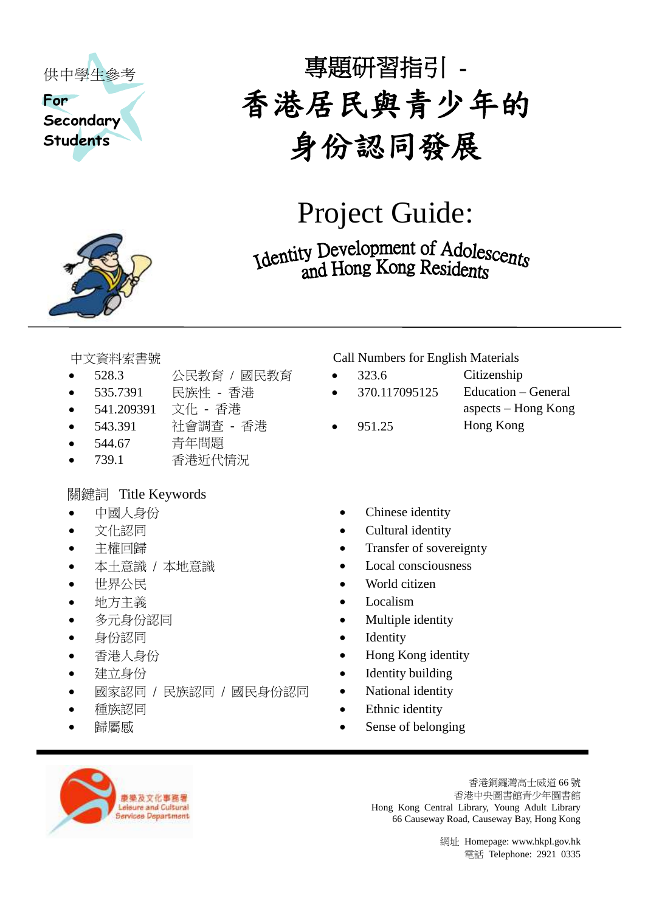供中學生參考

For Secondary Students

# 專題研習指引 - 香港居民與青少年的身份認同發展

# Project Guide: Identity Development of Adolescents and Hong Kong Residents

中文資料索書號

- 528.3 公民教育 / 國民教育
- 535.7391 民族性 - 香港
- 541.209391 文化 - 香港
- 543.391 社會調查 - 香港
- 544.67 青年問題
- 739.1 香港近代情況

Call Numbers for English Materials

- 323.6 Citizenship
- 370.117095125 Education – General aspects – Hong Kong
- 951.25 Hong Kong

關鍵詞 Title Keywords

- 中國人身份
- 文化認同
- 主權回歸
- 本土意識 / 本地意識
- 世界公民
- 地方主義
- 多元身份認同
- 身份認同
- 香港人身份
- 建立身份
- 國家認同 / 民族認同 / 國民身份認同
- 種族認同
- 歸屬感

- Chinese identity
- Cultural identity
- Transfer of sovereignty
- Local consciousness
- World citizen
- Localism
- Multiple identity
- Identity
- Hong Kong identity
- Identity building
- National identity
- Ethnic identity
- Sense of belonging

康樂及文化事務署 Leisure and Cultural Services Department

香港銅鑼灣高士威道 66 號
香港中央圖書館青少年圖書館
Hong Kong Central Library, Young Adult Library
66 Causeway Road, Causeway Bay, Hong Kong

網址 Homepage: www.hkpl.gov.hk
電話 Telephone: 2921 0335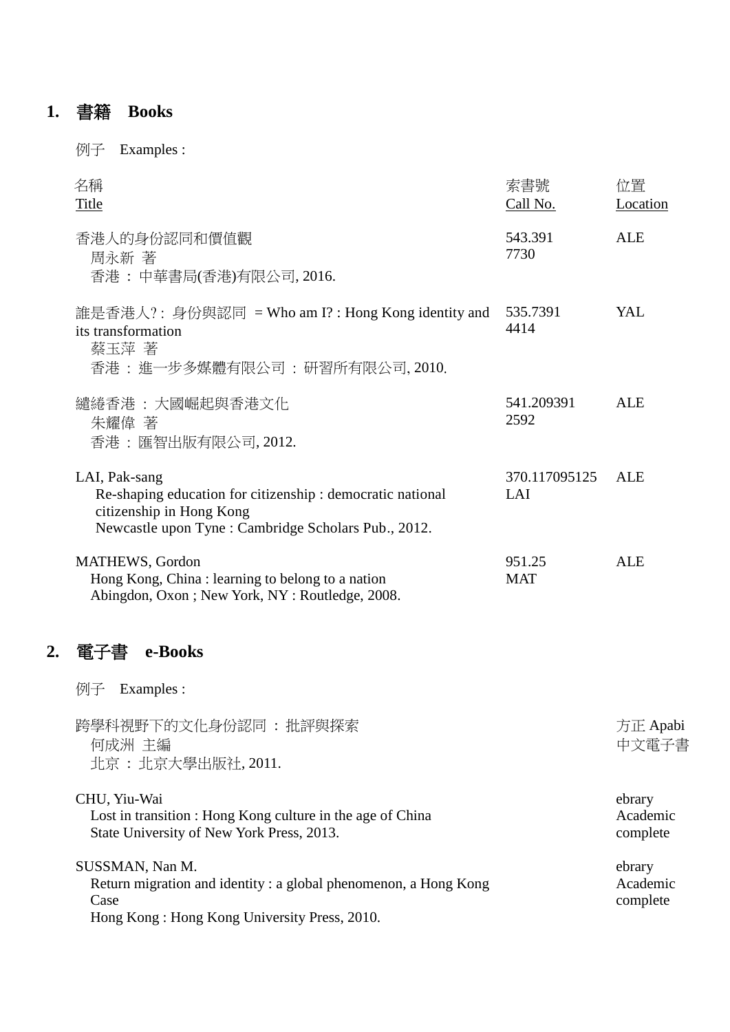## 1. 書籍 Books

例子 Examples :

| 名稱<br>Title | 索書號<br>Call No. | 位置<br>Location |
|---|---|---|
| 香港人的身份認同和價值觀<br>周永新 著<br>香港 : 中華書局(香港)有限公司, 2016. | 543.391<br>7730 | ALE |
| 誰是香港人? : 身份與認同 = Who am I? : Hong Kong identity and its transformation<br>蔡玉萍 著<br>香港 : 進一步多媒體有限公司 : 研習所有限公司, 2010. | 535.7391<br>4414 | YAL |
| 繾綣香港 : 大國崛起與香港文化<br>朱耀偉 著<br>香港 : 匯智出版有限公司, 2012. | 541.209391<br>2592 | ALE |
| LAI, Pak-sang<br>Re-shaping education for citizenship : democratic national citizenship in Hong Kong<br>Newcastle upon Tyne : Cambridge Scholars Pub., 2012. | 370.117095125<br>LAI | ALE |
| MATHEWS, Gordon<br>Hong Kong, China : learning to belong to a nation<br>Abingdon, Oxon ; New York, NY : Routledge, 2008. | 951.25<br>MAT | ALE |

## 2. 電子書 e-Books

例子 Examples :

| | |
|---|---|
| 跨學科視野下的文化身份認同 : 批評與探索<br>何成洲 主編<br>北京 : 北京大學出版社, 2011. | 方正 Apabi<br>中文電子書 |
| CHU, Yiu-Wai<br>Lost in transition : Hong Kong culture in the age of China<br>State University of New York Press, 2013. | ebrary<br>Academic<br>complete |
| SUSSMAN, Nan M.<br>Return migration and identity : a global phenomenon, a Hong Kong Case<br>Hong Kong : Hong Kong University Press, 2010. | ebrary<br>Academic<br>complete |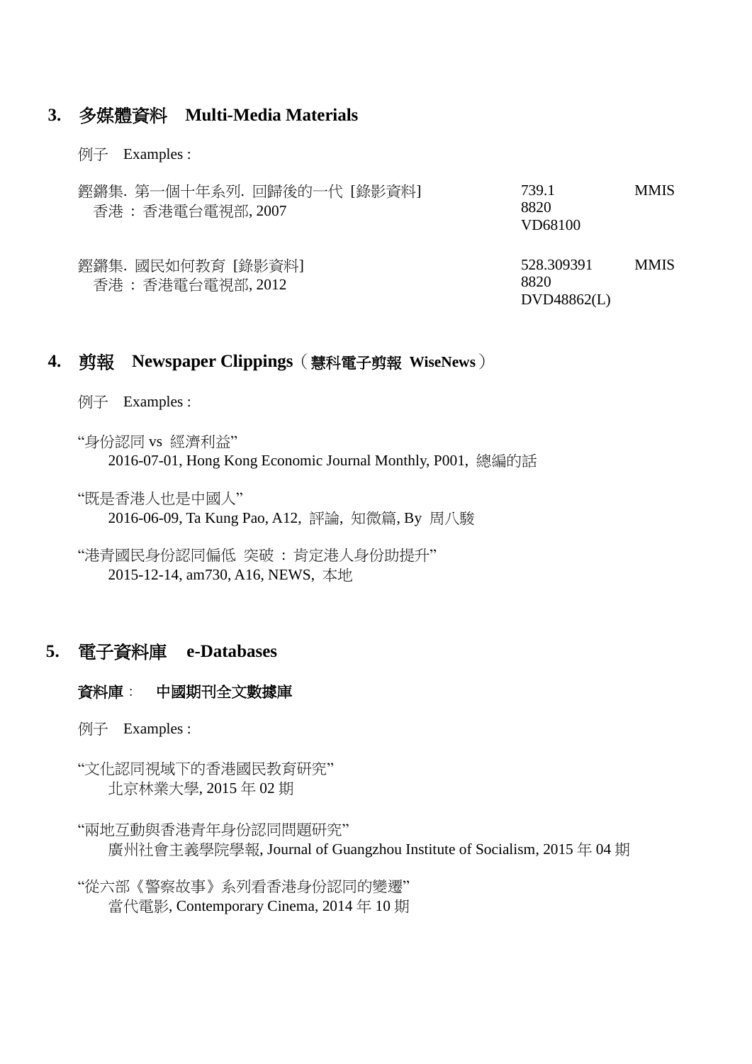## 3. 多媒體資料 Multi-Media Materials

例子 Examples :

| | | |
|---|---|---|
| 鏗鏘集. 第一個十年系列. 回歸後的一代 [錄影資料]<br>香港 : 香港電台電視部, 2007 | 739.1<br>8820<br>VD68100 | MMIS |
| 鏗鏘集. 國民如何教育 [錄影資料]<br>香港 : 香港電台電視部, 2012 | 528.309391<br>8820<br>DVD48862(L) | MMIS |

## 4. 剪報 Newspaper Clippings（慧科電子剪報 WiseNews）

例子 Examples :

"身份認同 vs 經濟利益"
2016-07-01, Hong Kong Economic Journal Monthly, P001, 總編的話

"既是香港人也是中國人"
2016-06-09, Ta Kung Pao, A12, 評論, 知微篇, By 周八駿

"港青國民身份認同偏低 突破 : 肯定港人身份助提升"
2015-12-14, am730, A16, NEWS, 本地

## 5. 電子資料庫 e-Databases

### 資料庫: 中國期刊全文數據庫

例子 Examples :

"文化認同視域下的香港國民教育研究"
北京林業大學, 2015 年 02 期

"兩地互動與香港青年身份認同問題研究"
廣州社會主義學院學報, Journal of Guangzhou Institute of Socialism, 2015 年 04 期

"從六部《警察故事》系列看香港身份認同的變遷"
當代電影, Contemporary Cinema, 2014 年 10 期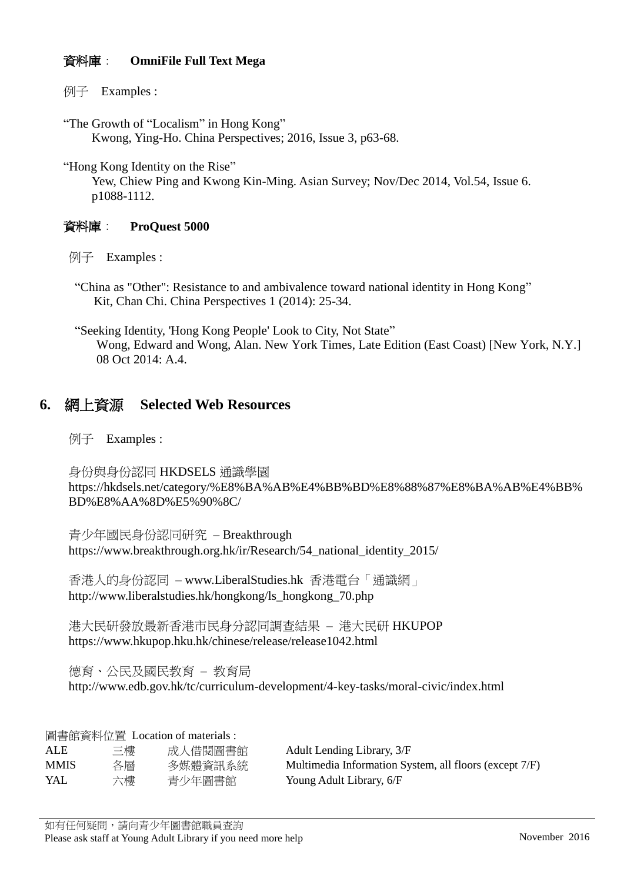**資料庫： OmniFile Full Text Mega**

例子 Examples :

"The Growth of "Localism" in Hong Kong"
Kwong, Ying-Ho. China Perspectives; 2016, Issue 3, p63-68.

"Hong Kong Identity on the Rise"
Yew, Chiew Ping and Kwong Kin-Ming. Asian Survey; Nov/Dec 2014, Vol.54, Issue 6. p1088-1112.

**資料庫： ProQuest 5000**

例子 Examples :

"China as "Other": Resistance to and ambivalence toward national identity in Hong Kong"
Kit, Chan Chi. China Perspectives 1 (2014): 25-34.

"Seeking Identity, 'Hong Kong People' Look to City, Not State"
Wong, Edward and Wong, Alan. New York Times, Late Edition (East Coast) [New York, N.Y.] 08 Oct 2014: A.4.

## 6. 網上資源 Selected Web Resources

例子 Examples :

身份與身份認同 HKDSELS 通識學園
https://hkdsels.net/category/%E8%BA%AB%E4%BB%BD%E8%88%87%E8%BA%AB%E4%BB%BD%E8%AA%8D%E5%90%8C/

青少年國民身份認同研究 – Breakthrough
https://www.breakthrough.org.hk/ir/Research/54_national_identity_2015/

香港人的身份認同 – www.LiberalStudies.hk 香港電台「通識網」
http://www.liberalstudies.hk/hongkong/ls_hongkong_70.php

港大民研發放最新香港市民身分認同調查結果 – 港大民研 HKUPOP
https://www.hkupop.hku.hk/chinese/release/release1042.html

德育、公民及國民教育 – 教育局
http://www.edb.gov.hk/tc/curriculum-development/4-key-tasks/moral-civic/index.html

圖書館資料位置 Location of materials :

| | | | |
|---|---|---|---|
| ALE | 三樓 | 成人借閱圖書館 | Adult Lending Library, 3/F |
| MMIS | 各層 | 多媒體資訊系統 | Multimedia Information System, all floors (except 7/F) |
| YAL | 六樓 | 青少年圖書館 | Young Adult Library, 6/F |

如有任何疑問，請向青少年圖書館職員查詢
Please ask staff at Young Adult Library if you need more help

November 2016